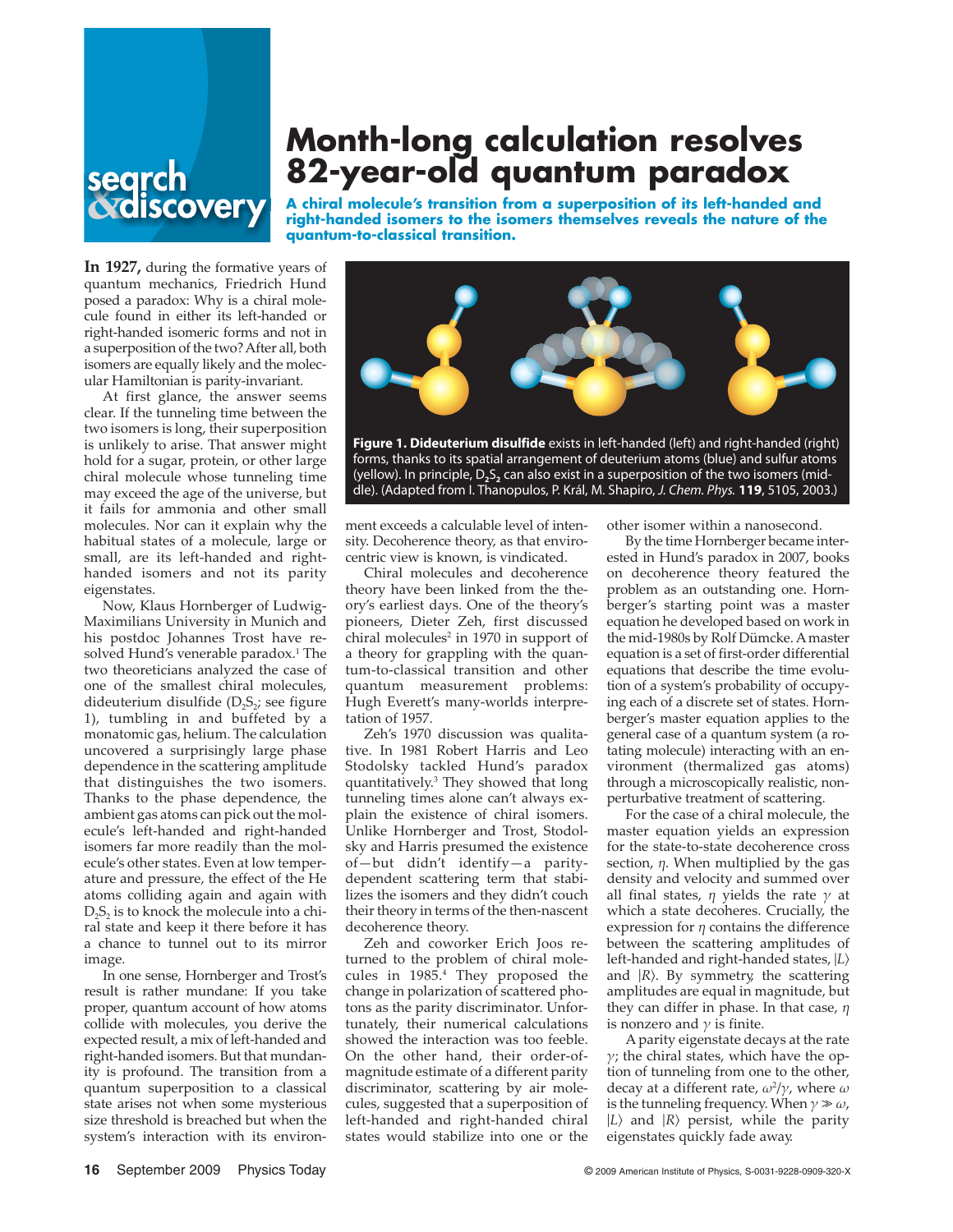search & discovery

# Month-long calculation resolves 82-year-old quantum paradox

**A chiral molecule's transition from a superposition of its left-handed and right-handed isomers to the isomers themselves reveals the nature of the quantum-to-classical transition.**

**In 1927,** during the formative years of quantum mechanics, Friedrich Hund posed a paradox: Why is a chiral molecule found in either its left-handed or right-handed isomeric forms and not in a superposition of the two? After all, both isomers are equally likely and the molecular Hamiltonian is parity-invariant.

At first glance, the answer seems clear. If the tunneling time between the two isomers is long, their superposition is unlikely to arise. That answer might hold for a sugar, protein, or other large chiral molecule whose tunneling time may exceed the age of the universe, but it fails for ammonia and other small molecules. Nor can it explain why the habitual states of a molecule, large or small, are its left-handed and right-handed isomers and not its parity eigenstates.

Now, Klaus Hornberger of Ludwig-Maximilians University in Munich and his postdoc Johannes Trost have resolved Hund's venerable paradox.[1] The two theoreticians analyzed the case of one of the smallest chiral molecules, dideuterium disulfide ($D_2S_2$; see figure 1), tumbling in and buffeted by a monatomic gas, helium. The calculation uncovered a surprisingly large phase dependence in the scattering amplitude that distinguishes the two isomers. Thanks to the phase dependence, the ambient gas atoms can pick out the molecule's left-handed and right-handed isomers far more readily than the molecule's other states. Even at low temperature and pressure, the effect of the He atoms colliding again and again with $D_2S_2$ is to knock the molecule into a chiral state and keep it there before it has a chance to tunnel out to its mirror image.

In one sense, Hornberger and Trost's result is rather mundane: If you take proper, quantum account of how atoms collide with molecules, you derive the expected result, a mix of left-handed and right-handed isomers. But that mundanity is profound. The transition from a quantum superposition to a classical state arises not when some mysterious size threshold is breached but when the system's interaction with its environment exceeds a calculable level of intensity. Decoherence theory, as that environcentric view is known, is vindicated.

**Figure 1. Dideuterium disulfide** exists in left-handed (left) and right-handed (right) forms, thanks to its spatial arrangement of deuterium atoms (blue) and sulfur atoms (yellow). In principle, $D_2S_2$ can also exist in a superposition of the two isomers (middle). (Adapted from I. Thanopulos, P. Král, M. Shapiro, *J. Chem. Phys.* **119**, 5105, 2003.)

Chiral molecules and decoherence theory have been linked from the theory's earliest days. One of the theory's pioneers, Dieter Zeh, first discussed chiral molecules[2] in 1970 in support of a theory for grappling with the quantum-to-classical transition and other quantum measurement problems: Hugh Everett's many-worlds interpretation of 1957.

Zeh's 1970 discussion was qualitative. In 1981 Robert Harris and Leo Stodolsky tackled Hund's paradox quantitatively.[3] They showed that long tunneling times alone can't always explain the existence of chiral isomers. Unlike Hornberger and Trost, Stodolsky and Harris presumed the existence of—but didn't identify—a parity-dependent scattering term that stabilizes the isomers and they didn't couch their theory in terms of the then-nascent decoherence theory.

Zeh and coworker Erich Joos returned to the problem of chiral molecules in 1985.[4] They proposed the change in polarization of scattered photons as the parity discriminator. Unfortunately, their numerical calculations showed the interaction was too feeble. On the other hand, their order-of-magnitude estimate of a different parity discriminator, scattering by air molecules, suggested that a superposition of left-handed and right-handed chiral states would stabilize into one or the other isomer within a nanosecond.

By the time Hornberger became interested in Hund's paradox in 2007, books on decoherence theory featured the problem as an outstanding one. Hornberger's starting point was a master equation he developed based on work in the mid-1980s by Rolf Dümcke. A master equation is a set of first-order differential equations that describe the time evolution of a system's probability of occupying each of a discrete set of states. Hornberger's master equation applies to the general case of a quantum system (a rotating molecule) interacting with an environment (thermalized gas atoms) through a microscopically realistic, nonperturbative treatment of scattering.

For the case of a chiral molecule, the master equation yields an expression for the state-to-state decoherence cross section, $\eta$. When multiplied by the gas density and velocity and summed over all final states, $\eta$ yields the rate $\gamma$ at which a state decoheres. Crucially, the expression for $\eta$ contains the difference between the scattering amplitudes of left-handed and right-handed states, $|L\rangle$ and $|R\rangle$. By symmetry, the scattering amplitudes are equal in magnitude, but they can differ in phase. In that case, $\eta$ is nonzero and $\gamma$ is finite.

A parity eigenstate decays at the rate $\gamma$; the chiral states, which have the option of tunneling from one to the other, decay at a different rate, $\omega^2/\gamma$, where $\omega$ is the tunneling frequency. When $\gamma \gg \omega$, $|L\rangle$ and $|R\rangle$ persist, while the parity eigenstates quickly fade away.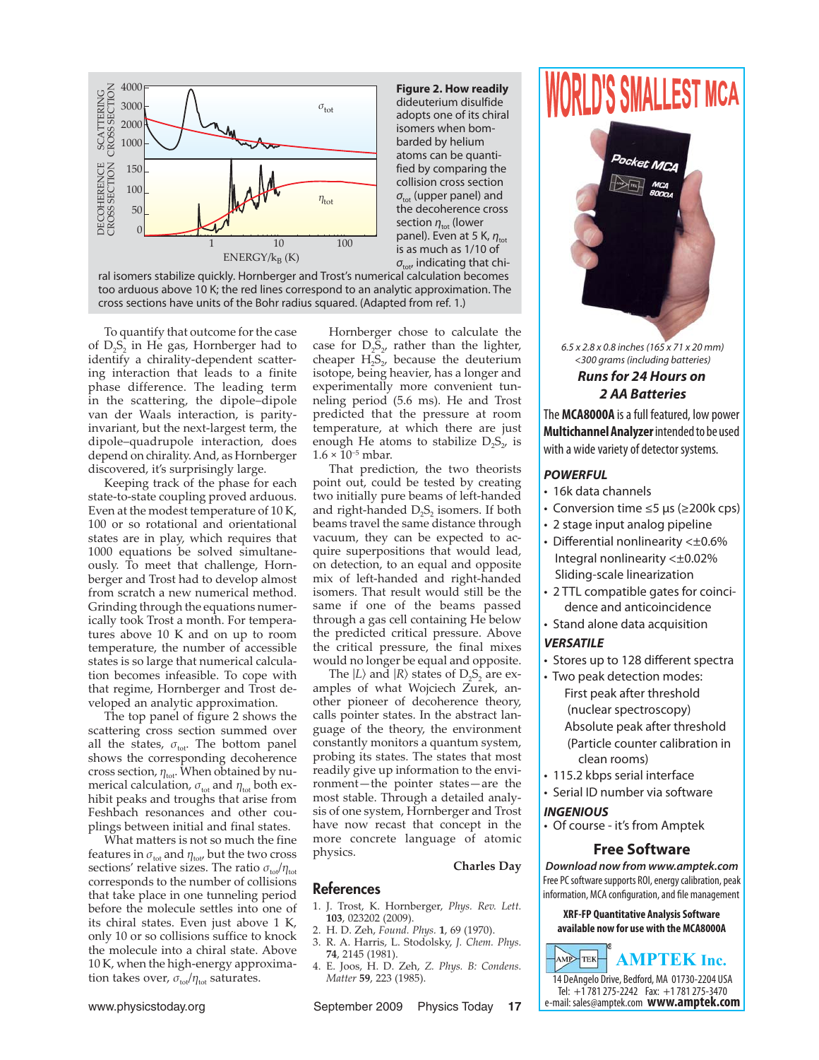SCATTERING CROSS SECTION
4000
3000
2000
1000
$\sigma_{tot}$

DECOHERENCE CROSS SECTION
150
100
50
0
$\eta_{tot}$

1
10
100
ENERGY/$k_B$ (K)

**Figure 2. How readily** dideuterium disulfide adopts one of its chiral isomers when bombarded by helium atoms can be quantified by comparing the collision cross section $\sigma_{tot}$ (upper panel) and the decoherence cross section $\eta_{tot}$ (lower panel). Even at 5 K, $\eta_{tot}$ is as much as 1/10 of $\sigma_{tot}$, indicating that chiral isomers stabilize quickly. Hornberger and Trost's numerical calculation becomes too arduous above 10 K; the red lines correspond to an analytic approximation. The cross sections have units of the Bohr radius squared. (Adapted from ref. 1.)

To quantify that outcome for the case of $D_2S_2$ in He gas, Hornberger had to identify a chirality-dependent scattering interaction that leads to a finite phase difference. The leading term in the scattering, the dipole–dipole van der Waals interaction, is parity-invariant, but the next-largest term, the dipole–quadrupole interaction, does depend on chirality. And, as Hornberger discovered, it's surprisingly large.

Keeping track of the phase for each state-to-state coupling proved arduous. Even at the modest temperature of 10 K, 100 or so rotational and orientational states are in play, which requires that 1000 equations be solved simultaneously. To meet that challenge, Hornberger and Trost had to develop almost from scratch a new numerical method. Grinding through the equations numerically took Trost a month. For temperatures above 10 K and on up to room temperature, the number of accessible states is so large that numerical calculation becomes infeasible. To cope with that regime, Hornberger and Trost developed an analytic approximation.

The top panel of figure 2 shows the scattering cross section summed over all the states, $\sigma_{tot}$. The bottom panel shows the corresponding decoherence cross section, $\eta_{tot}$. When obtained by numerical calculation, $\sigma_{tot}$ and $\eta_{tot}$ both exhibit peaks and troughs that arise from Feshbach resonances and other couplings between initial and final states.

What matters is not so much the fine features in $\sigma_{tot}$ and $\eta_{tot}$, but the two cross sections' relative sizes. The ratio $\sigma_{tot}/\eta_{tot}$ corresponds to the number of collisions that take place in one tunneling period before the molecule settles into one of its chiral states. Even just above 1 K, only 10 or so collisions suffice to knock the molecule into a chiral state. Above 10 K, when the high-energy approximation takes over, $\sigma_{tot}/\eta_{tot}$ saturates.

Hornberger chose to calculate the case for $D_2S_2$, rather than the lighter, cheaper $H_2S_2$, because the deuterium isotope, being heavier, has a longer and experimentally more convenient tunneling period (5.6 ms). He and Trost predicted that the pressure at room temperature, at which there are just enough He atoms to stabilize $D_2S_2$, is $1.6 \times 10^{-5}$ mbar.

That prediction, the two theorists point out, could be tested by creating two initially pure beams of left-handed and right-handed $D_2S_2$ isomers. If both beams travel the same distance through vacuum, they can be expected to acquire superpositions that would lead, on detection, to an equal and opposite mix of left-handed and right-handed isomers. That result would still be the same if one of the beams passed through a gas cell containing He below the predicted critical pressure. Above the critical pressure, the final mixes would no longer be equal and opposite.

The $|L\rangle$ and $|R\rangle$ states of $D_2S_2$ are examples of what Wojciech Zurek, another pioneer of decoherence theory, calls pointer states. In the abstract language of the theory, the environment constantly monitors a quantum system, probing its states. The states that most readily give up information to the environment—the pointer states—are the most stable. Through a detailed analysis of one system, Hornberger and Trost have now recast that concept in the more concrete language of atomic physics.

**Charles Day**

## References

1. J. Trost, K. Hornberger, *Phys. Rev. Lett.* **103**, 023202 (2009).
2. H. D. Zeh, *Found. Phys.* **1**, 69 (1970).
3. R. A. Harris, L. Stodolsky, *J. Chem. Phys.* **74**, 2145 (1981).
4. E. Joos, H. D. Zeh, *Z. Phys. B: Condens. Matter* **59**, 223 (1985).

# WORLD'S SMALLEST MCA

*6.5 x 2.8 x 0.8 inches (165 x 71 x 20 mm)*
*<300 grams (including batteries)*

***Runs for 24 Hours on 2 AA Batteries***

The **MCA8000A** is a full featured, low power **Multichannel Analyzer** intended to be used with a wide variety of detector systems.

***POWERFUL***

- 16k data channels
- Conversion time ≤5 µs (≥200k cps)
- 2 stage input analog pipeline
- Differential nonlinearity <±0.6%
  Integral nonlinearity <±0.02%
  Sliding-scale linearization
- 2 TTL compatible gates for coincidence and anticoincidence
- Stand alone data acquisition

***VERSATILE***

- Stores up to 128 different spectra
- Two peak detection modes:
  First peak after threshold (nuclear spectroscopy)
  Absolute peak after threshold (Particle counter calibration in clean rooms)
- 115.2 kbps serial interface
- Serial ID number via software

***INGENIOUS***

- Of course - it's from Amptek

**Free Software**

***Download now from www.amptek.com***

Free PC software supports ROI, energy calibration, peak information, MCA configuration, and file management

**XRF-FP Quantitative Analysis Software available now for use with the MCA8000A**

**AMPTEK Inc.**
14 DeAngelo Drive, Bedford, MA 01730-2204 USA
Tel: +1 781 275-2242 Fax: +1 781 275-3470
e-mail: sales@amptek.com **www.amptek.com**